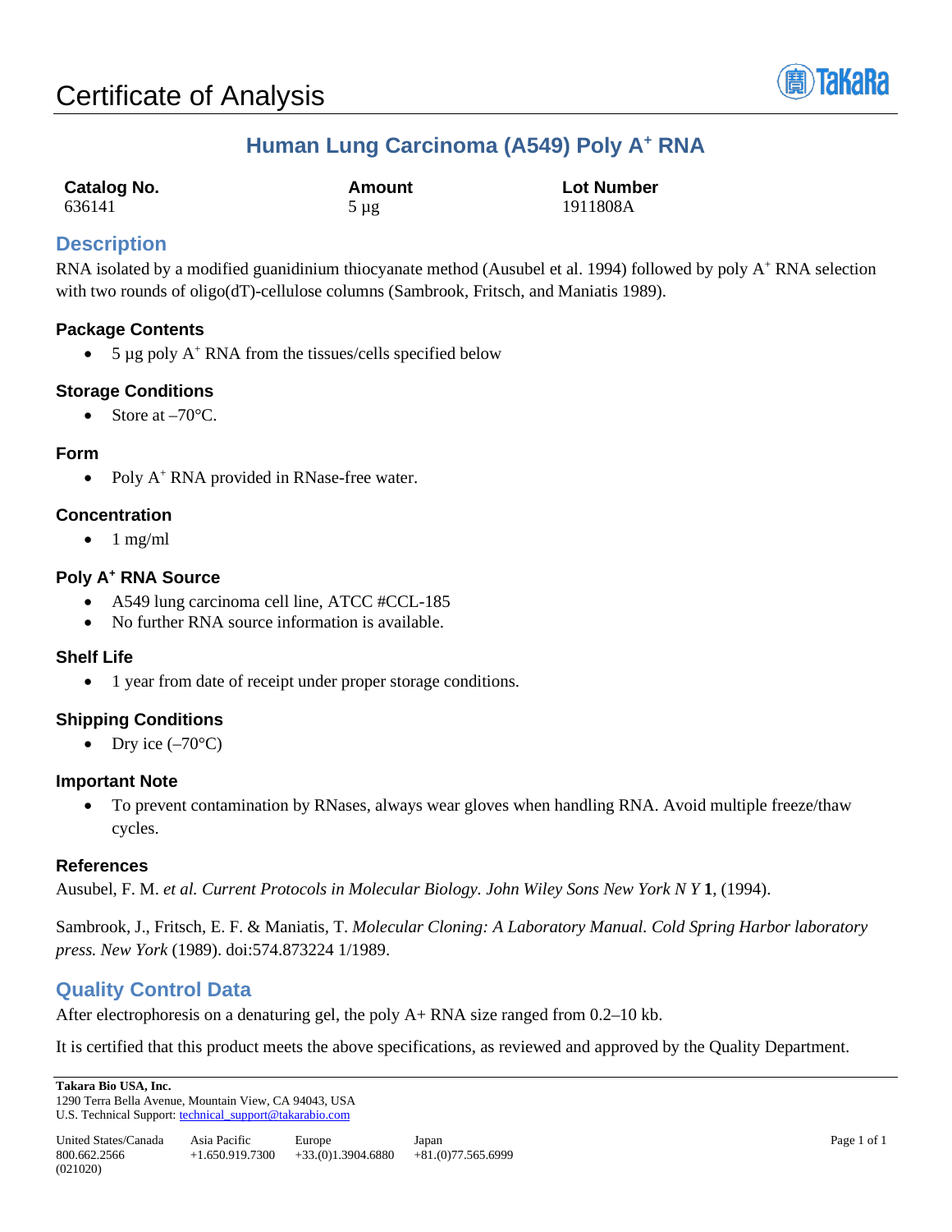# Certificate of Analysis

## Human Lung Carcinoma (A549) Poly A$^+$ RNA

| Catalog No. | Amount | Lot Number |
| --- | --- | --- |
| 636141 | 5 µg | 1911808A |

## Description

RNA isolated by a modified guanidinium thiocyanate method (Ausubel et al. 1994) followed by poly A$^+$ RNA selection with two rounds of oligo(dT)-cellulose columns (Sambrook, Fritsch, and Maniatis 1989).

### Package Contents

- 5 µg poly A$^+$ RNA from the tissues/cells specified below

### Storage Conditions

- Store at –70°C.

### Form

- Poly A$^+$ RNA provided in RNase-free water.

### Concentration

- 1 mg/ml

### Poly A$^+$ RNA Source

- A549 lung carcinoma cell line, ATCC #CCL-185
- No further RNA source information is available.

### Shelf Life

- 1 year from date of receipt under proper storage conditions.

### Shipping Conditions

- Dry ice (–70°C)

### Important Note

- To prevent contamination by RNases, always wear gloves when handling RNA. Avoid multiple freeze/thaw cycles.

### References

Ausubel, F. M. *et al. Current Protocols in Molecular Biology. John Wiley Sons New York N Y* **1**, (1994).

Sambrook, J., Fritsch, E. F. & Maniatis, T. *Molecular Cloning: A Laboratory Manual. Cold Spring Harbor laboratory press. New York* (1989). doi:574.873224 1/1989.

## Quality Control Data

After electrophoresis on a denaturing gel, the poly A+ RNA size ranged from 0.2–10 kb.

It is certified that this product meets the above specifications, as reviewed and approved by the Quality Department.

**Takara Bio USA, Inc.**
1290 Terra Bella Avenue, Mountain View, CA 94043, USA
U.S. Technical Support: technical_support@takarabio.com

| United States/Canada | Asia Pacific | Europe | Japan |
| --- | --- | --- | --- |
| 800.662.2566 | +1.650.919.7300 | +33.(0)1.3904.6880 | +81.(0)77.565.6999 |

(021020)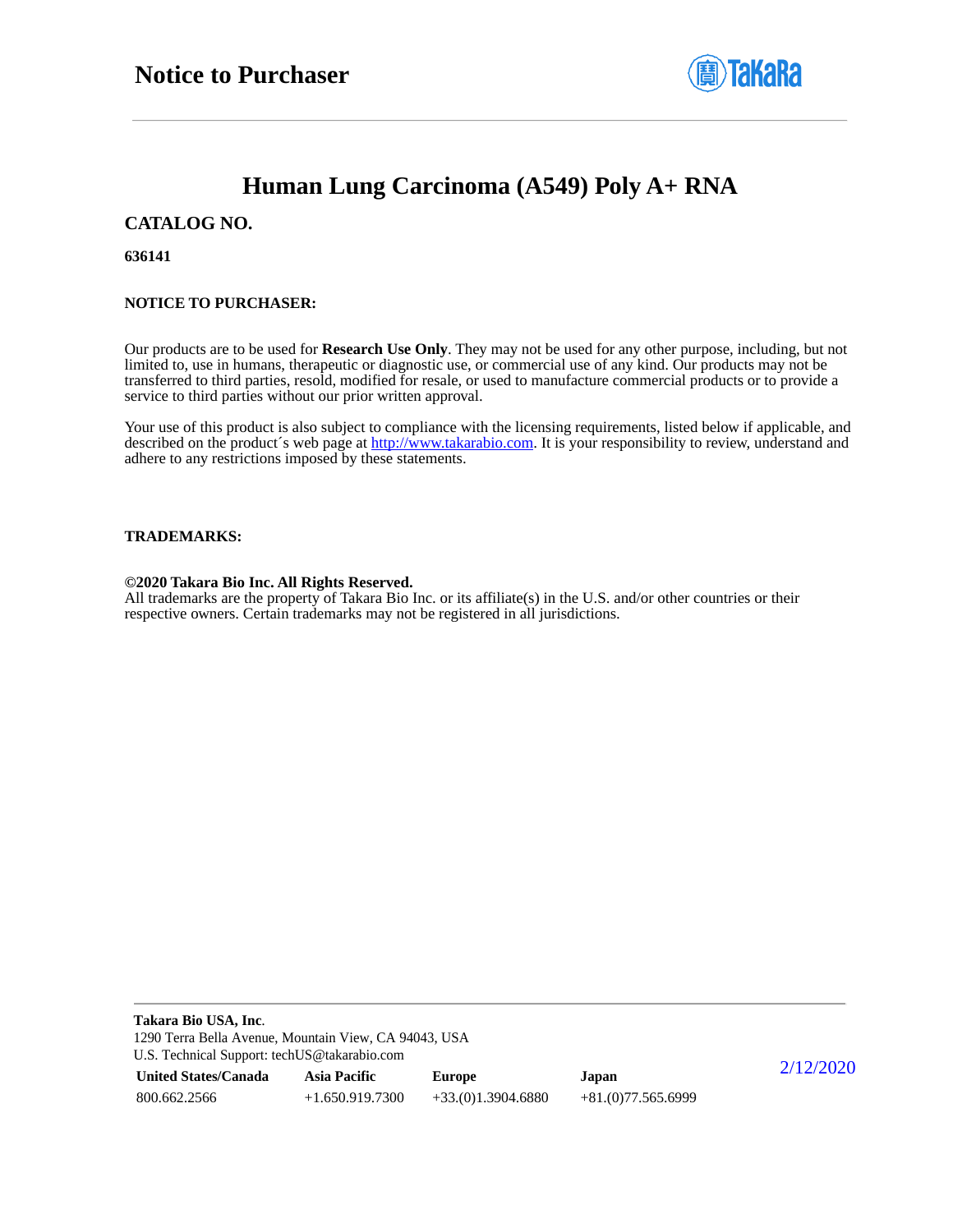# Notice to Purchaser

## Human Lung Carcinoma (A549) Poly A+ RNA

### CATALOG NO.

**636141**

**NOTICE TO PURCHASER:**

Our products are to be used for **Research Use Only**. They may not be used for any other purpose, including, but not limited to, use in humans, therapeutic or diagnostic use, or commercial use of any kind. Our products may not be transferred to third parties, resold, modified for resale, or used to manufacture commercial products or to provide a service to third parties without our prior written approval.

Your use of this product is also subject to compliance with the licensing requirements, listed below if applicable, and described on the product´s web page at http://www.takarabio.com. It is your responsibility to review, understand and adhere to any restrictions imposed by these statements.

**TRADEMARKS:**

**©2020 Takara Bio Inc. All Rights Reserved.**
All trademarks are the property of Takara Bio Inc. or its affiliate(s) in the U.S. and/or other countries or their respective owners. Certain trademarks may not be registered in all jurisdictions.

**Takara Bio USA, Inc**.
1290 Terra Bella Avenue, Mountain View, CA 94043, USA
U.S. Technical Support: techUS@takarabio.com

| **United States/Canada** | **Asia Pacific** | **Europe** | **Japan** |
|---|---|---|---|
| 800.662.2566 | +1.650.919.7300 | +33.(0)1.3904.6880 | +81.(0)77.565.6999 |

2/12/2020